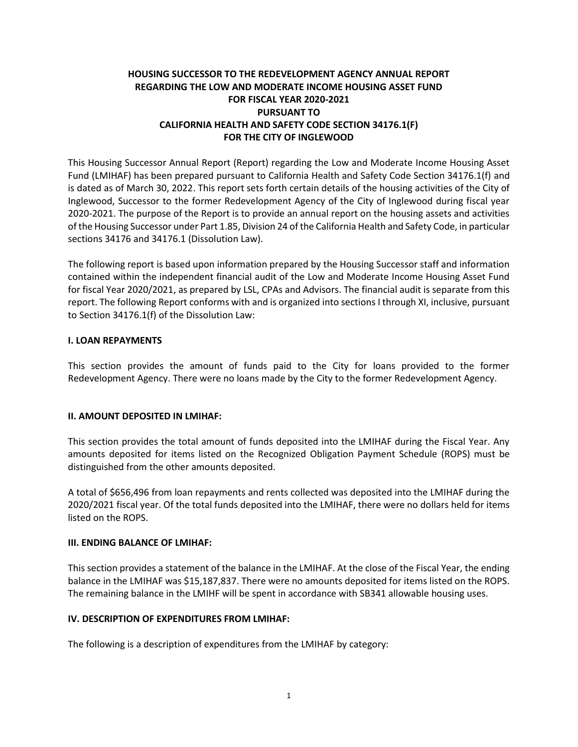# HOUSING SUCCESSOR TO THE REDEVELOPMENT AGENCY ANNUAL REPORT REGARDING THE LOW AND MODERATE INCOME HOUSING ASSET FUND FOR FISCAL YEAR 2020-2021 PURSUANT TO CALIFORNIA HEALTH AND SAFETY CODE SECTION 34176.1(F) FOR THE CITY OF INGLEWOOD

This Housing Successor Annual Report (Report) regarding the Low and Moderate Income Housing Asset Fund (LMIHAF) has been prepared pursuant to California Health and Safety Code Section 34176.1(f) and is dated as of March 30, 2022. This report sets forth certain details of the housing activities of the City of Inglewood, Successor to the former Redevelopment Agency of the City of Inglewood during fiscal year 2020-2021. The purpose of the Report is to provide an annual report on the housing assets and activities of the Housing Successor under Part 1.85, Division 24 of the California Health and Safety Code, in particular sections 34176 and 34176.1 (Dissolution Law).

The following report is based upon information prepared by the Housing Successor staff and information contained within the independent financial audit of the Low and Moderate Income Housing Asset Fund for fiscal Year 2020/2021, as prepared by LSL, CPAs and Advisors. The financial audit is separate from this report. The following Report conforms with and is organized into sections I through XI, inclusive, pursuant to Section 34176.1(f) of the Dissolution Law:

## I. LOAN REPAYMENTS

This section provides the amount of funds paid to the City for loans provided to the former Redevelopment Agency. There were no loans made by the City to the former Redevelopment Agency.

## II. AMOUNT DEPOSITED IN LMIHAF:

This section provides the total amount of funds deposited into the LMIHAF during the Fiscal Year. Any amounts deposited for items listed on the Recognized Obligation Payment Schedule (ROPS) must be distinguished from the other amounts deposited.

A total of $656,496 from loan repayments and rents collected was deposited into the LMIHAF during the 2020/2021 fiscal year. Of the total funds deposited into the LMIHAF, there were no dollars held for items listed on the ROPS.

## III. ENDING BALANCE OF LMIHAF:

This section provides a statement of the balance in the LMIHAF. At the close of the Fiscal Year, the ending balance in the LMIHAF was $15,187,837. There were no amounts deposited for items listed on the ROPS. The remaining balance in the LMIHF will be spent in accordance with SB341 allowable housing uses.

## IV. DESCRIPTION OF EXPENDITURES FROM LMIHAF:

The following is a description of expenditures from the LMIHAF by category: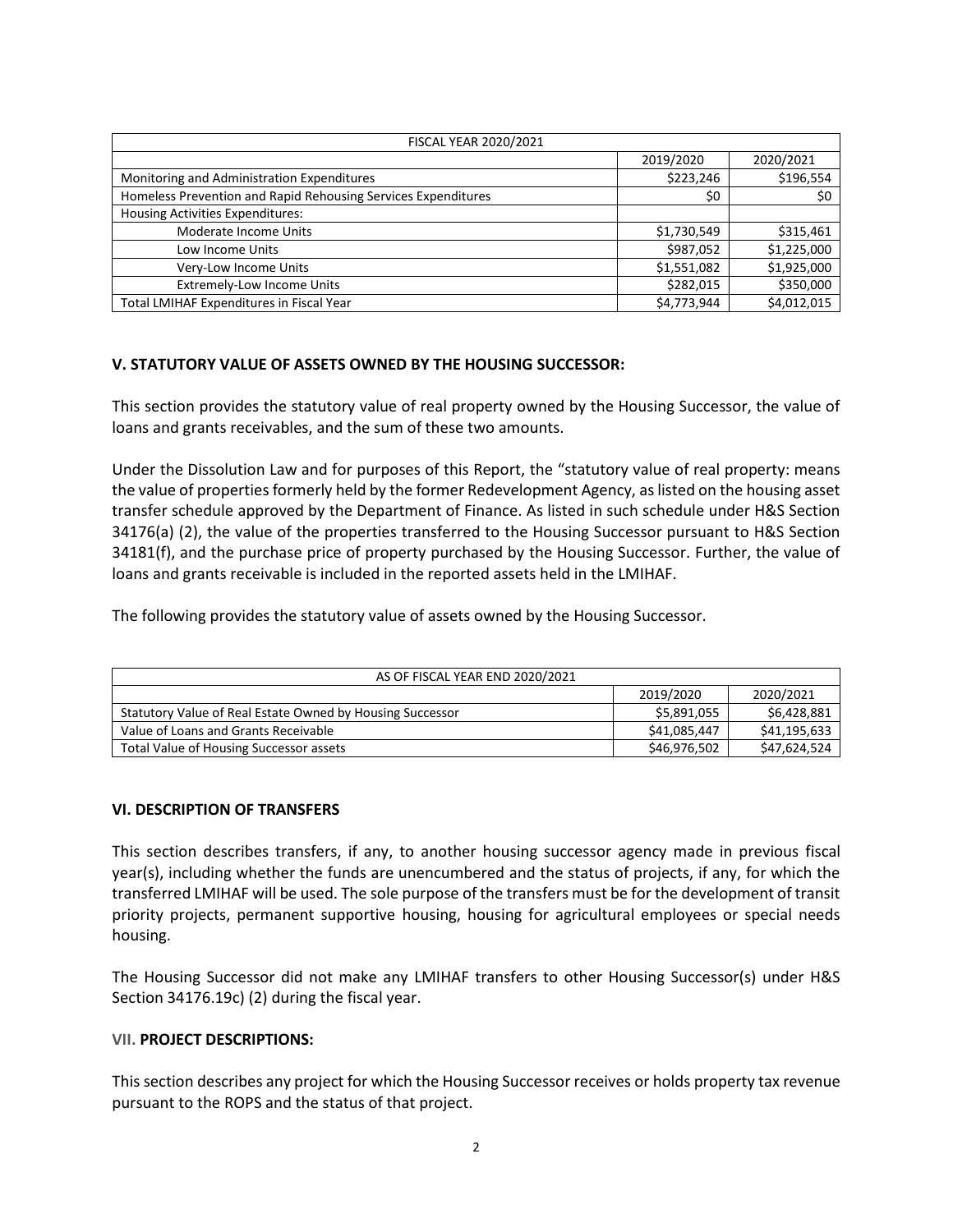| FISCAL YEAR 2020/2021 | | |
|---|---|---|
| | 2019/2020 | 2020/2021 |
| Monitoring and Administration Expenditures | $223,246 | $196,554 |
| Homeless Prevention and Rapid Rehousing Services Expenditures | $0 | $0 |
| Housing Activities Expenditures: | | |
| Moderate Income Units | $1,730,549 | $315,461 |
| Low Income Units | $987,052 | $1,225,000 |
| Very-Low Income Units | $1,551,082 | $1,925,000 |
| Extremely-Low Income Units | $282,015 | $350,000 |
| Total LMIHAF Expenditures in Fiscal Year | $4,773,944 | $4,012,015 |

### V. STATUTORY VALUE OF ASSETS OWNED BY THE HOUSING SUCCESSOR:

This section provides the statutory value of real property owned by the Housing Successor, the value of loans and grants receivables, and the sum of these two amounts.

Under the Dissolution Law and for purposes of this Report, the "statutory value of real property: means the value of properties formerly held by the former Redevelopment Agency, as listed on the housing asset transfer schedule approved by the Department of Finance. As listed in such schedule under H&S Section 34176(a) (2), the value of the properties transferred to the Housing Successor pursuant to H&S Section 34181(f), and the purchase price of property purchased by the Housing Successor. Further, the value of loans and grants receivable is included in the reported assets held in the LMIHAF.

The following provides the statutory value of assets owned by the Housing Successor.

| AS OF FISCAL YEAR END 2020/2021 | | |
|---|---|---|
| | 2019/2020 | 2020/2021 |
| Statutory Value of Real Estate Owned by Housing Successor | $5,891,055 | $6,428,881 |
| Value of Loans and Grants Receivable | $41,085,447 | $41,195,633 |
| Total Value of Housing Successor assets | $46,976,502 | $47,624,524 |

### VI. DESCRIPTION OF TRANSFERS

This section describes transfers, if any, to another housing successor agency made in previous fiscal year(s), including whether the funds are unencumbered and the status of projects, if any, for which the transferred LMIHAF will be used. The sole purpose of the transfers must be for the development of transit priority projects, permanent supportive housing, housing for agricultural employees or special needs housing.

The Housing Successor did not make any LMIHAF transfers to other Housing Successor(s) under H&S Section 34176.19c) (2) during the fiscal year.

### VII. PROJECT DESCRIPTIONS:

This section describes any project for which the Housing Successor receives or holds property tax revenue pursuant to the ROPS and the status of that project.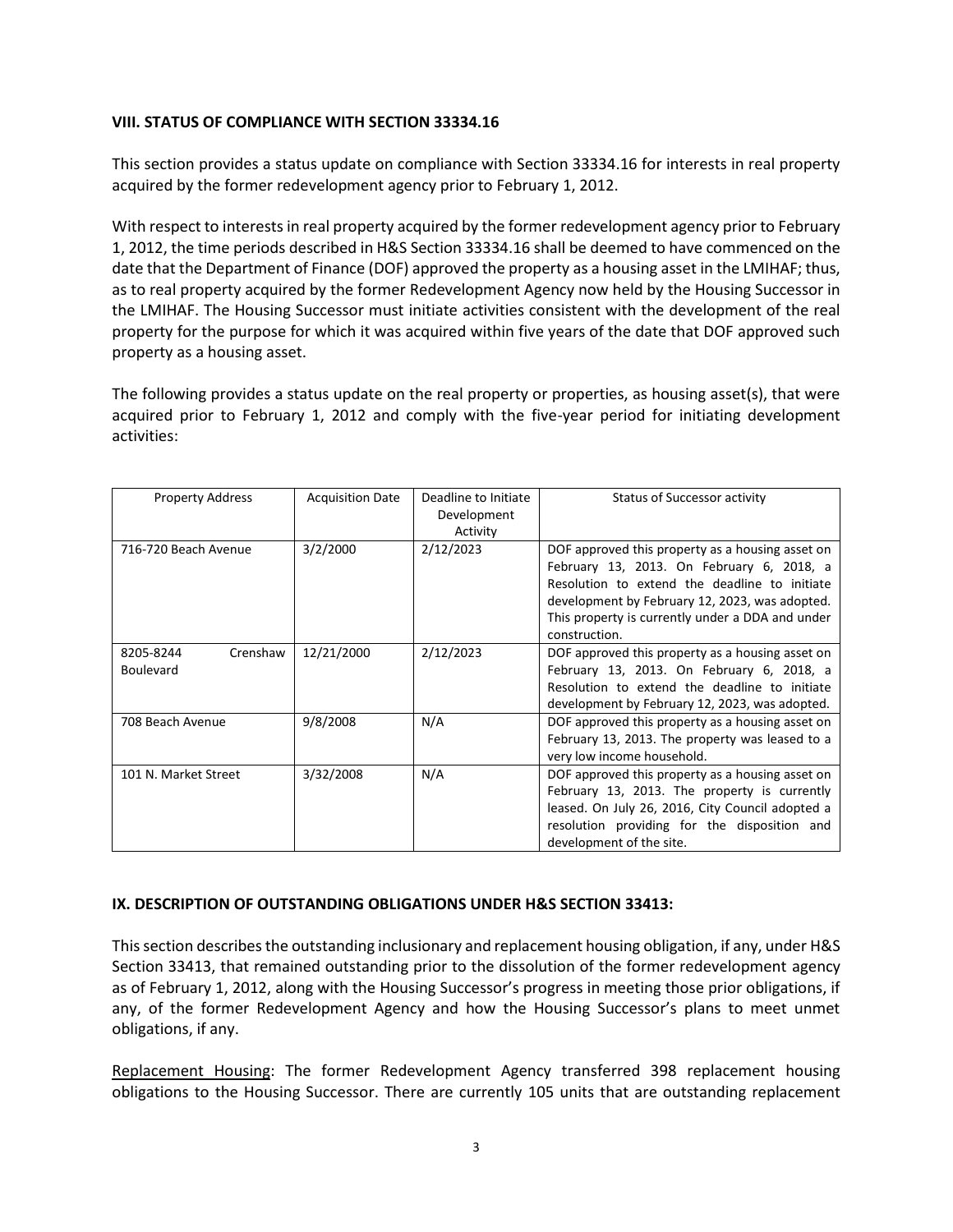## VIII. STATUS OF COMPLIANCE WITH SECTION 33334.16

This section provides a status update on compliance with Section 33334.16 for interests in real property acquired by the former redevelopment agency prior to February 1, 2012.

With respect to interests in real property acquired by the former redevelopment agency prior to February 1, 2012, the time periods described in H&S Section 33334.16 shall be deemed to have commenced on the date that the Department of Finance (DOF) approved the property as a housing asset in the LMIHAF; thus, as to real property acquired by the former Redevelopment Agency now held by the Housing Successor in the LMIHAF. The Housing Successor must initiate activities consistent with the development of the real property for the purpose for which it was acquired within five years of the date that DOF approved such property as a housing asset.

The following provides a status update on the real property or properties, as housing asset(s), that were acquired prior to February 1, 2012 and comply with the five-year period for initiating development activities:

| Property Address | Acquisition Date | Deadline to Initiate Development Activity | Status of Successor activity |
|---|---|---|---|
| 716-720 Beach Avenue | 3/2/2000 | 2/12/2023 | DOF approved this property as a housing asset on February 13, 2013. On February 6, 2018, a Resolution to extend the deadline to initiate development by February 12, 2023, was adopted. This property is currently under a DDA and under construction. |
| 8205-8244 Crenshaw Boulevard | 12/21/2000 | 2/12/2023 | DOF approved this property as a housing asset on February 13, 2013. On February 6, 2018, a Resolution to extend the deadline to initiate development by February 12, 2023, was adopted. |
| 708 Beach Avenue | 9/8/2008 | N/A | DOF approved this property as a housing asset on February 13, 2013. The property was leased to a very low income household. |
| 101 N. Market Street | 3/32/2008 | N/A | DOF approved this property as a housing asset on February 13, 2013. The property is currently leased. On July 26, 2016, City Council adopted a resolution providing for the disposition and development of the site. |

## IX. DESCRIPTION OF OUTSTANDING OBLIGATIONS UNDER H&S SECTION 33413:

This section describes the outstanding inclusionary and replacement housing obligation, if any, under H&S Section 33413, that remained outstanding prior to the dissolution of the former redevelopment agency as of February 1, 2012, along with the Housing Successor's progress in meeting those prior obligations, if any, of the former Redevelopment Agency and how the Housing Successor's plans to meet unmet obligations, if any.

Replacement Housing: The former Redevelopment Agency transferred 398 replacement housing obligations to the Housing Successor. There are currently 105 units that are outstanding replacement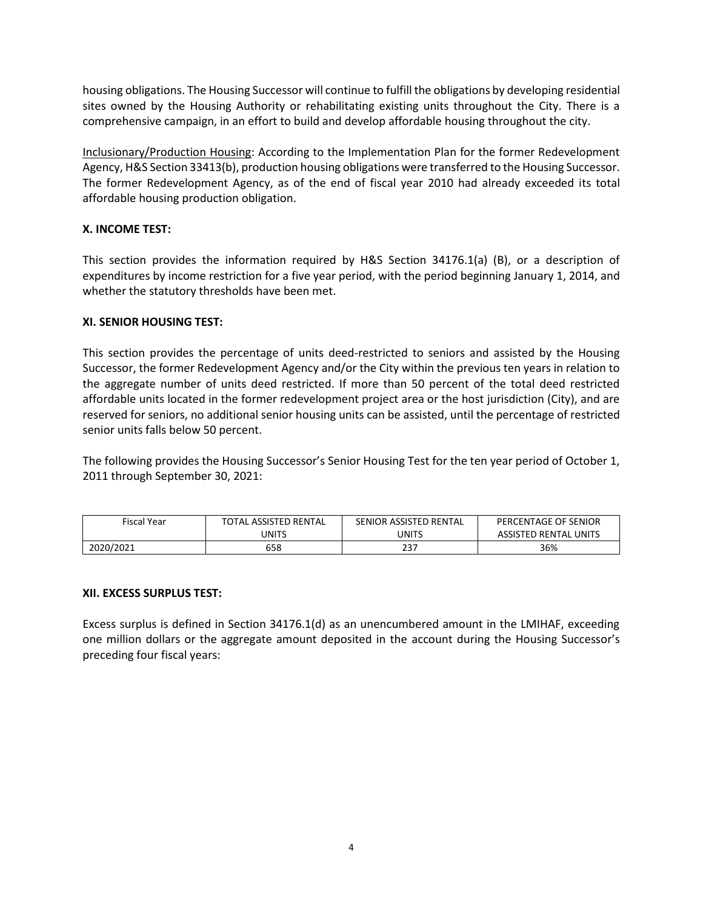housing obligations. The Housing Successor will continue to fulfill the obligations by developing residential sites owned by the Housing Authority or rehabilitating existing units throughout the City. There is a comprehensive campaign, in an effort to build and develop affordable housing throughout the city.

Inclusionary/Production Housing: According to the Implementation Plan for the former Redevelopment Agency, H&S Section 33413(b), production housing obligations were transferred to the Housing Successor. The former Redevelopment Agency, as of the end of fiscal year 2010 had already exceeded its total affordable housing production obligation.

## X. INCOME TEST:

This section provides the information required by H&S Section 34176.1(a) (B), or a description of expenditures by income restriction for a five year period, with the period beginning January 1, 2014, and whether the statutory thresholds have been met.

## XI. SENIOR HOUSING TEST:

This section provides the percentage of units deed-restricted to seniors and assisted by the Housing Successor, the former Redevelopment Agency and/or the City within the previous ten years in relation to the aggregate number of units deed restricted. If more than 50 percent of the total deed restricted affordable units located in the former redevelopment project area or the host jurisdiction (City), and are reserved for seniors, no additional senior housing units can be assisted, until the percentage of restricted senior units falls below 50 percent.

The following provides the Housing Successor's Senior Housing Test for the ten year period of October 1, 2011 through September 30, 2021:

| Fiscal Year | TOTAL ASSISTED RENTAL UNITS | SENIOR ASSISTED RENTAL UNITS | PERCENTAGE OF SENIOR ASSISTED RENTAL UNITS |
|---|---|---|---|
| 2020/2021 | 658 | 237 | 36% |

## XII. EXCESS SURPLUS TEST:

Excess surplus is defined in Section 34176.1(d) as an unencumbered amount in the LMIHAF, exceeding one million dollars or the aggregate amount deposited in the account during the Housing Successor's preceding four fiscal years: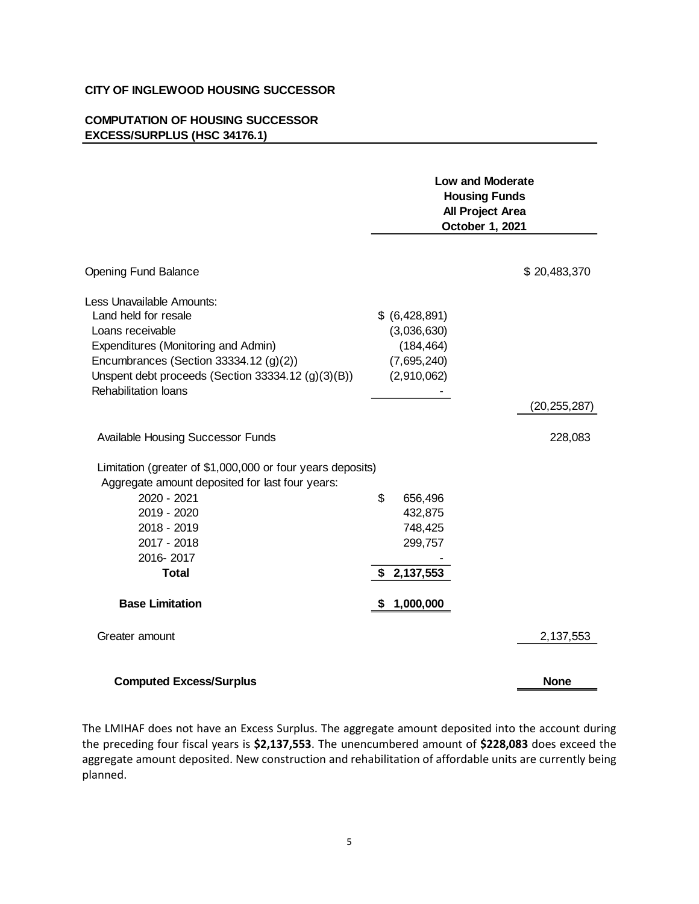**CITY OF INGLEWOOD HOUSING SUCCESSOR**

**COMPUTATION OF HOUSING SUCCESSOR EXCESS/SURPLUS (HSC 34176.1)**

| | | **Low and Moderate Housing Funds All Project Area October 1, 2021** |
|---|---|---|
| Opening Fund Balance | | $ 20,483,370 |
| Less Unavailable Amounts: | | |
| Land held for resale | $ (6,428,891) | |
| Loans receivable | (3,036,630) | |
| Expenditures (Monitoring and Admin) | (184,464) | |
| Encumbrances (Section 33334.12 (g)(2)) | (7,695,240) | |
| Unspent debt proceeds (Section 33334.12 (g)(3)(B)) | (2,910,062) | |
| Rehabilitation loans | - | |
| | | (20,255,287) |
| Available Housing Successor Funds | | 228,083 |
| Limitation (greater of $1,000,000 or four years deposits) | | |
| Aggregate amount deposited for last four years: | | |
| 2020 - 2021 | $ 656,496 | |
| 2019 - 2020 | 432,875 | |
| 2018 - 2019 | 748,425 | |
| 2017 - 2018 | 299,757 | |
| 2016- 2017 | - | |
| **Total** | **$ 2,137,553** | |
| **Base Limitation** | **$ 1,000,000** | |
| Greater amount | | 2,137,553 |
| **Computed Excess/Surplus** | | **None** |

The LMIHAF does not have an Excess Surplus. The aggregate amount deposited into the account during the preceding four fiscal years is **$2,137,553**. The unencumbered amount of **$228,083** does exceed the aggregate amount deposited. New construction and rehabilitation of affordable units are currently being planned.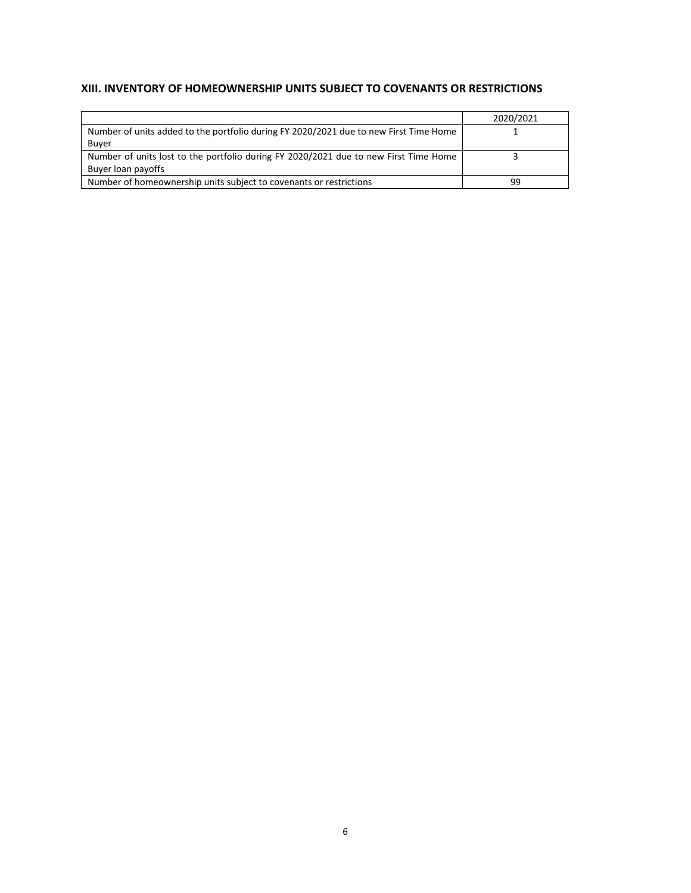## XIII. INVENTORY OF HOMEOWNERSHIP UNITS SUBJECT TO COVENANTS OR RESTRICTIONS

| | 2020/2021 |
|---|---|
| Number of units added to the portfolio during FY 2020/2021 due to new First Time Home Buyer | 1 |
| Number of units lost to the portfolio during FY 2020/2021 due to new First Time Home Buyer loan payoffs | 3 |
| Number of homeownership units subject to covenants or restrictions | 99 |